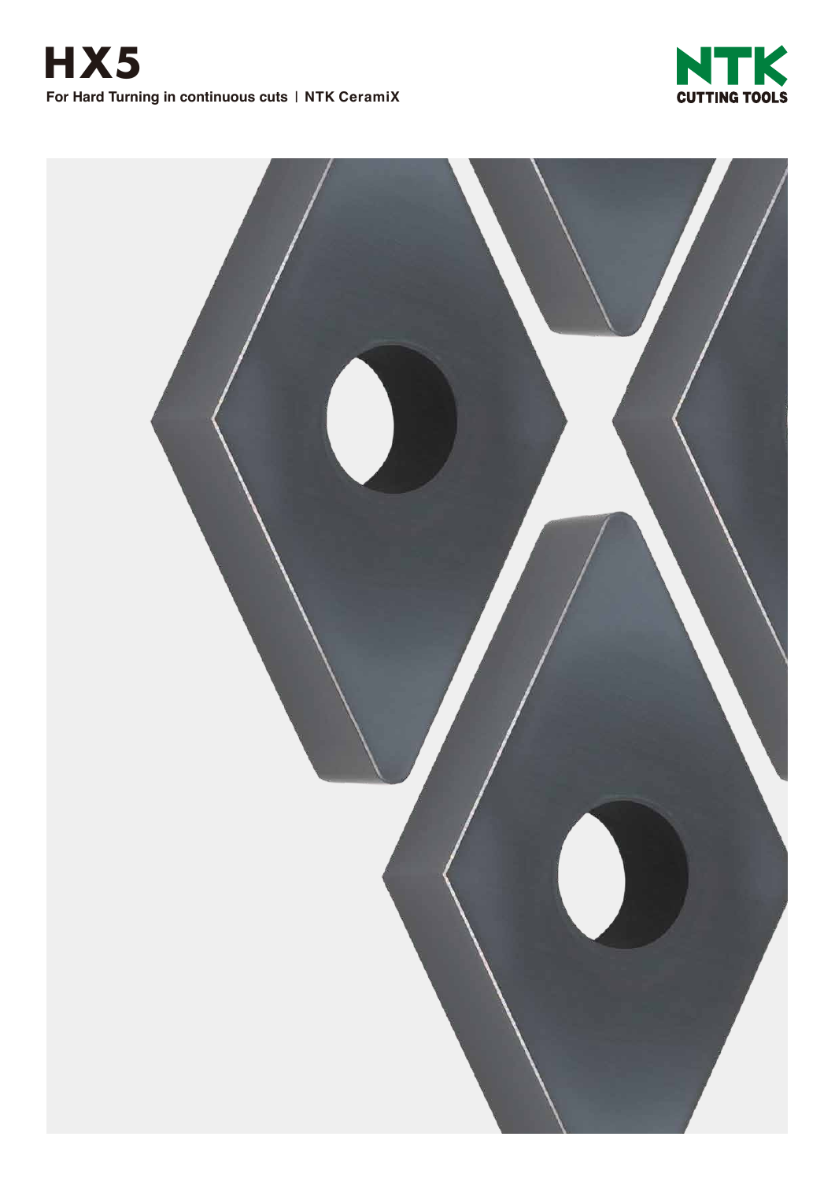# HX5

**For Hard Turning in continuous cuts | NTK CeramiX**

NTK CUTTING TOOLS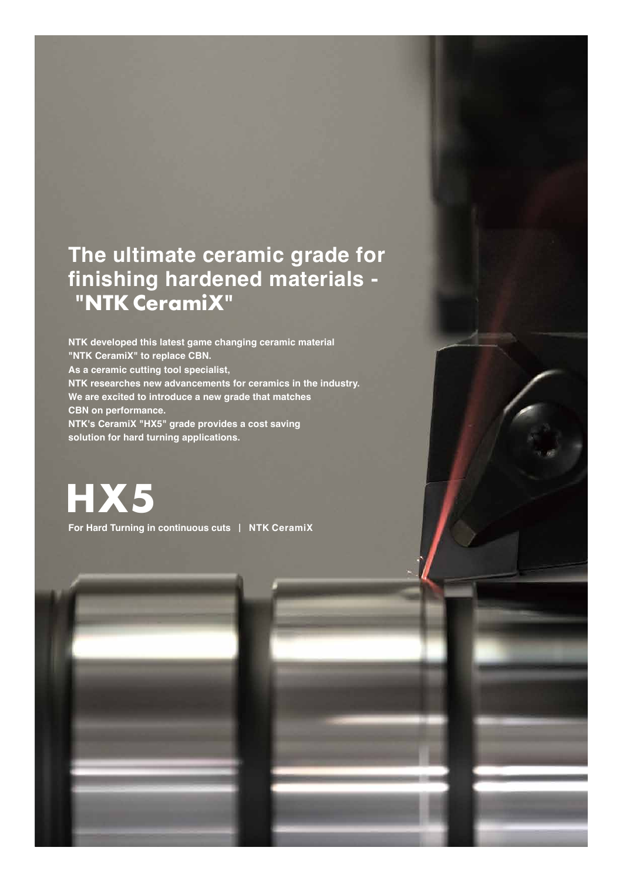# The ultimate ceramic grade for finishing hardened materials - "NTK CeramiX"

**NTK developed this latest game changing ceramic material "NTK CeramiX" to replace CBN.**
**As a ceramic cutting tool specialist,**
**NTK researches new advancements for ceramics in the industry.**
**We are excited to introduce a new grade that matches CBN on performance.**
**NTK's CeramiX "HX5" grade provides a cost saving solution for hard turning applications.**

# HX5

**For Hard Turning in continuous cuts | NTK CeramiX**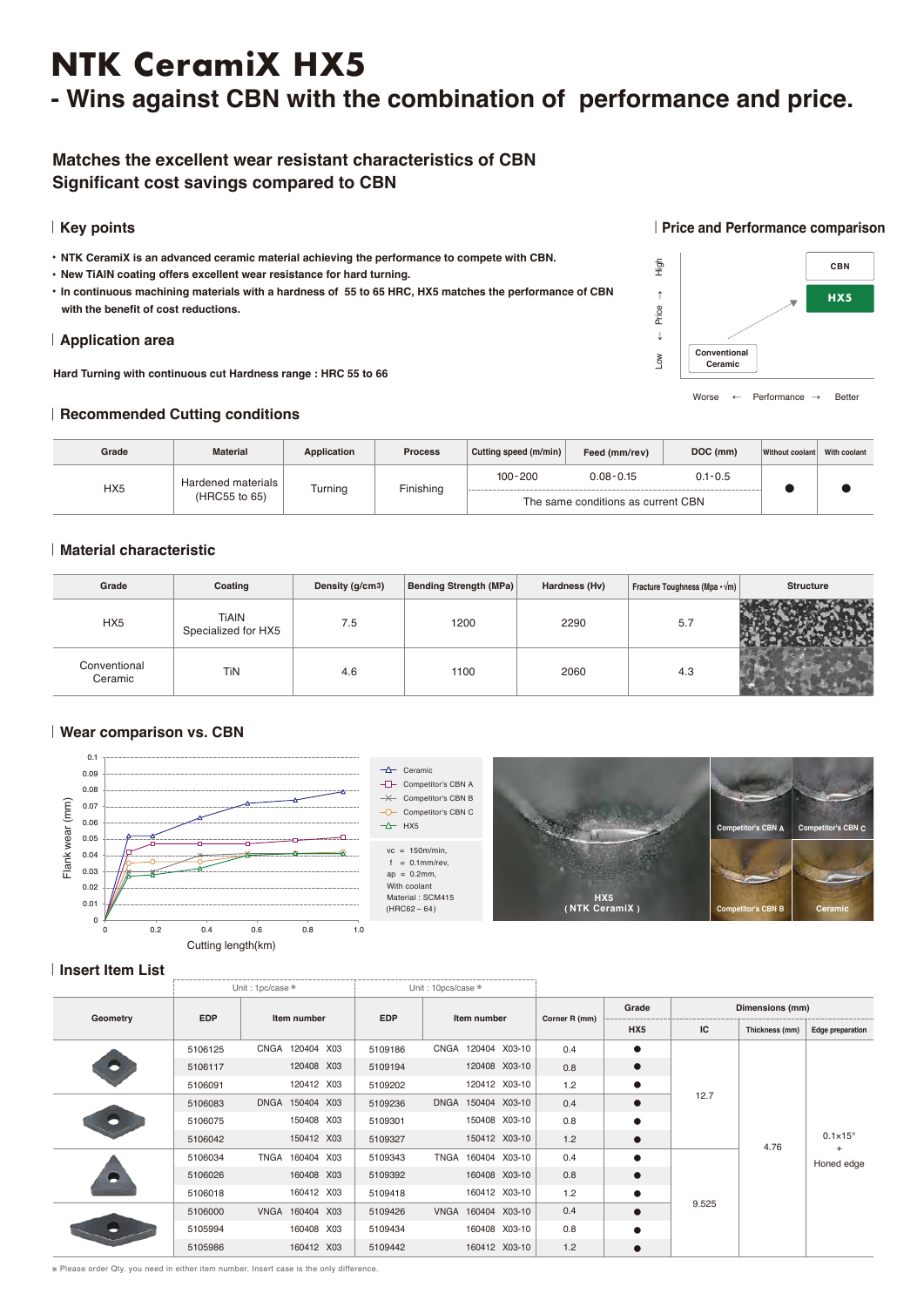# NTK CeramiX HX5

## - Wins against CBN with the combination of performance and price.

### Matches the excellent wear resistant characteristics of CBN
### Significant cost savings compared to CBN

### Key points

- NTK CeramiX is an advanced ceramic material achieving the performance to compete with CBN.
- New TiAlN coating offers excellent wear resistance for hard turning.
- In continuous machining materials with a hardness of 55 to 65 HRC, HX5 matches the performance of CBN with the benefit of cost reductions.

### Application area

Hard Turning with continuous cut Hardness range : HRC 55 to 66

### Price and Performance comparison

Low ← Price → High

CBN

HX5

Conventional Ceramic

Worse ← Performance → Better

### Recommended Cutting conditions

| Grade | Material | Application | Process | Cutting speed (m/min) | Feed (mm/rev) | DOC (mm) | Without coolant | With coolant |
|---|---|---|---|---|---|---|---|---|
| HX5 | Hardened materials (HRC55 to 65) | Turning | Finishing | 100-200 | 0.08-0.15 | 0.1-0.5 | ● | ● |
| | | | | The same conditions as current CBN | | | | |

### Material characteristic

| Grade | Coating | Density (g/cm3) | Bending Strength (MPa) | Hardness (Hv) | Fracture Toughness (Mpa・√m) | Structure |
|---|---|---|---|---|---|---|
| HX5 | TiAlN Specialized for HX5 | 7.5 | 1200 | 2290 | 5.7 | |
| Conventional Ceramic | TiN | 4.6 | 1100 | 2060 | 4.3 | |

### Wear comparison vs. CBN

Flank wear (mm) vs. Cutting length(km)

Legend: Ceramic, Competitor's CBN A, Competitor's CBN B, Competitor's CBN C, HX5

vc = 150m/min,
f = 0.1mm/rev,
ap = 0.2mm,
With coolant
Material : SCM415
(HRC62 – 64)

HX5 (NTK CeramiX)

Competitor's CBN A

Competitor's CBN C

Competitor's CBN B

Ceramic

### Insert Item List

| Geometry | EDP (Unit : 1pc/case ※) | Item number (Unit : 1pc/case ※) | EDP (Unit : 10pcs/case ※) | Item number (Unit : 10pcs/case ※) | Corner R (mm) | Grade HX5 | IC | Thickness (mm) | Edge preparation |
|---|---|---|---|---|---|---|---|---|---|
| | 5106125 | CNGA 120404 X03 | 5109186 | CNGA 120404 X03-10 | 0.4 | ● | 12.7 | 4.76 | 0.1×15° + Honed edge |
| | 5106117 | 120408 X03 | 5109194 | 120408 X03-10 | 0.8 | ● | | | |
| | 5106091 | 120412 X03 | 5109202 | 120412 X03-10 | 1.2 | ● | | | |
| | 5106083 | DNGA 150404 X03 | 5109236 | DNGA 150404 X03-10 | 0.4 | ● | | | |
| | 5106075 | 150408 X03 | 5109301 | 150408 X03-10 | 0.8 | ● | | | |
| | 5106042 | 150412 X03 | 5109327 | 150412 X03-10 | 1.2 | ● | | | |
| | 5106034 | TNGA 160404 X03 | 5109343 | TNGA 160404 X03-10 | 0.4 | ● | 9.525 | | |
| | 5106026 | 160408 X03 | 5109392 | 160408 X03-10 | 0.8 | ● | | | |
| | 5106018 | 160412 X03 | 5109418 | 160412 X03-10 | 1.2 | ● | | | |
| | 5106000 | VNGA 160404 X03 | 5109426 | VNGA 160404 X03-10 | 0.4 | ● | | | |
| | 5105994 | 160408 X03 | 5109434 | 160408 X03-10 | 0.8 | ● | | | |
| | 5105986 | 160412 X03 | 5109442 | 160412 X03-10 | 1.2 | ● | | | |

※ Please order Qty. you need in either item number. Insert case is the only difference.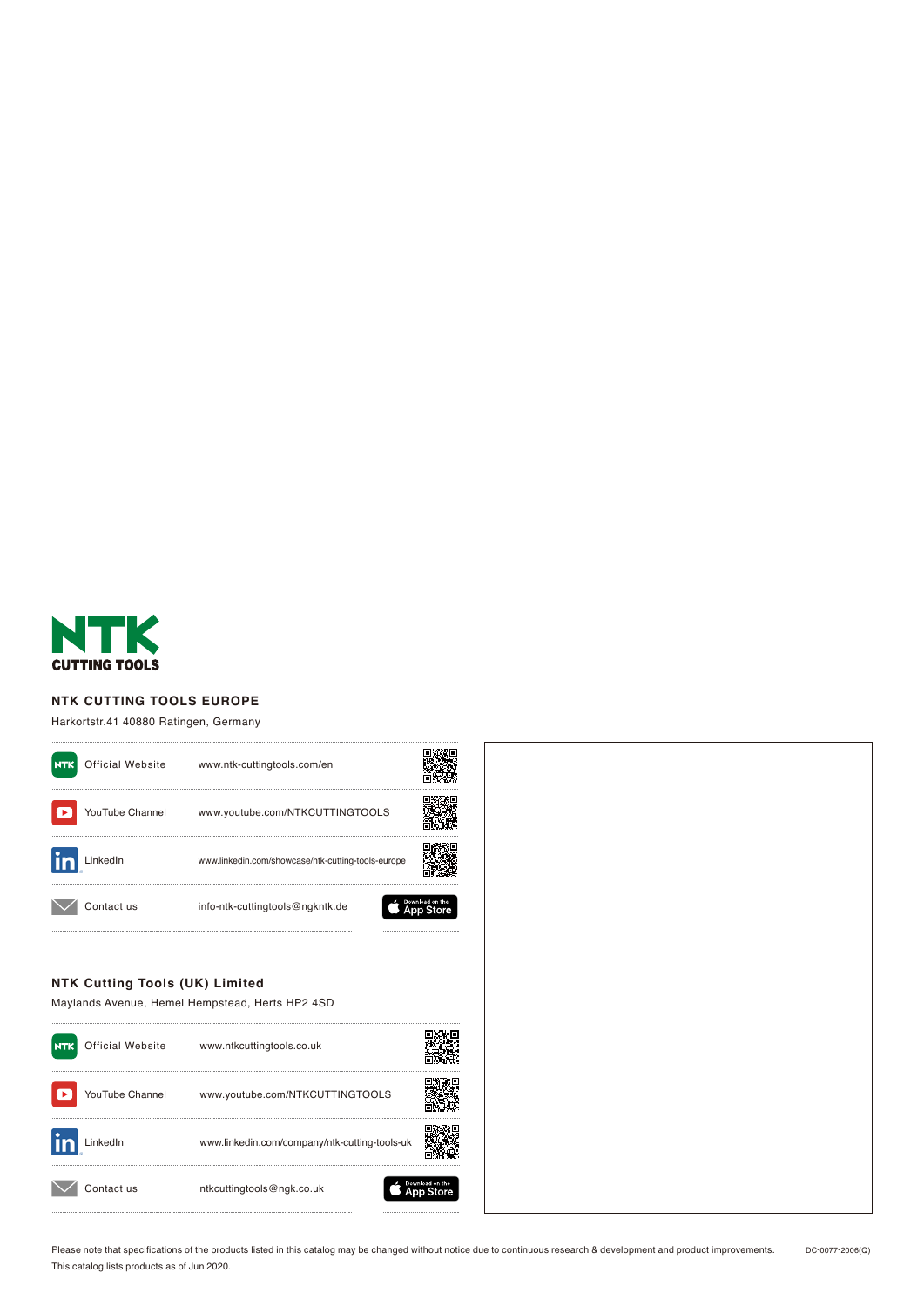NTK
CUTTING TOOLS

## NTK CUTTING TOOLS EUROPE

Harkortstr.41 40880 Ratingen, Germany

| | |
|---|---|
| Official Website | www.ntk-cuttingtools.com/en |
| YouTube Channel | www.youtube.com/NTKCUTTINGTOOLS |
| LinkedIn | www.linkedin.com/showcase/ntk-cutting-tools-europe |
| Contact us | info-ntk-cuttingtools@ngkntk.de |

Download on the App Store

## NTK Cutting Tools (UK) Limited

Maylands Avenue, Hemel Hempstead, Herts HP2 4SD

| | |
|---|---|
| Official Website | www.ntkcuttingtools.co.uk |
| YouTube Channel | www.youtube.com/NTKCUTTINGTOOLS |
| LinkedIn | www.linkedin.com/company/ntk-cutting-tools-uk |
| Contact us | ntkcuttingtools@ngk.co.uk |

Download on the App Store

Please note that specifications of the products listed in this catalog may be changed without notice due to continuous research & development and product improvements.
This catalog lists products as of Jun 2020.

DC-0077-2006(Q)